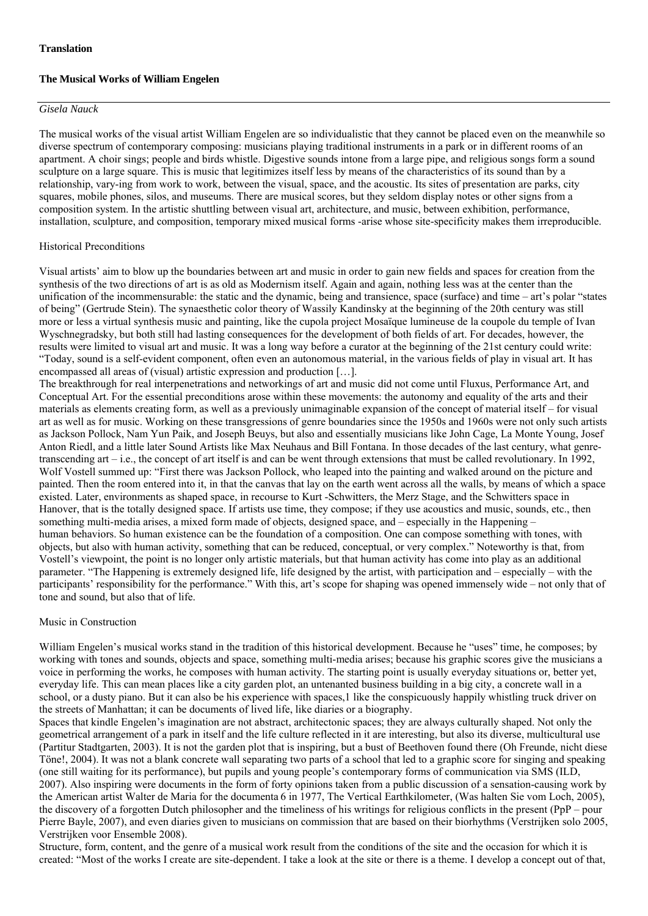**Translation**

## The Musical Works of William Engelen

*Gisela Nauck*

The musical works of the visual artist William Engelen are so individualistic that they cannot be placed even on the meanwhile so diverse spectrum of contemporary composing: musicians playing traditional instruments in a park or in different rooms of an apartment. A choir sings; people and birds whistle. Digestive sounds intone from a large pipe, and religious songs form a sound sculpture on a large square. This is music that legitimizes itself less by means of the characteristics of its sound than by a relationship, vary-ing from work to work, between the visual, space, and the acoustic. Its sites of presentation are parks, city squares, mobile phones, silos, and museums. There are musical scores, but they seldom display notes or other signs from a composition system. In the artistic shuttling between visual art, architecture, and music, between exhibition, performance, installation, sculpture, and composition, temporary mixed musical forms -arise whose site-specificity makes them irreproducible.

### Historical Preconditions

Visual artists' aim to blow up the boundaries between art and music in order to gain new fields and spaces for creation from the synthesis of the two directions of art is as old as Modernism itself. Again and again, nothing less was at the center than the unification of the incommensurable: the static and the dynamic, being and transience, space (surface) and time – art's polar "states of being" (Gertrude Stein). The synaesthetic color theory of Wassily Kandinsky at the beginning of the 20th century was still more or less a virtual synthesis music and painting, like the cupola project Mosaïque lumineuse de la coupole du temple of Ivan Wyschnegradsky, but both still had lasting consequences for the development of both fields of art. For decades, however, the results were limited to visual art and music. It was a long way before a curator at the beginning of the 21st century could write: "Today, sound is a self-evident component, often even an autonomous material, in the various fields of play in visual art. It has encompassed all areas of (visual) artistic expression and production […].

The breakthrough for real interpenetrations and networkings of art and music did not come until Fluxus, Performance Art, and Conceptual Art. For the essential preconditions arose within these movements: the autonomy and equality of the arts and their materials as elements creating form, as well as a previously unimaginable expansion of the concept of material itself – for visual art as well as for music. Working on these transgressions of genre boundaries since the 1950s and 1960s were not only such artists as Jackson Pollock, Nam Yun Paik, and Joseph Beuys, but also and essentially musicians like John Cage, La Monte Young, Josef Anton Riedl, and a little later Sound Artists like Max Neuhaus and Bill Fontana. In those decades of the last century, what genre-transcending art – i.e., the concept of art itself is and can be went through extensions that must be called revolutionary. In 1992, Wolf Vostell summed up: "First there was Jackson Pollock, who leaped into the painting and walked around on the picture and painted. Then the room entered into it, in that the canvas that lay on the earth went across all the walls, by means of which a space existed. Later, environments as shaped space, in recourse to Kurt -Schwitters, the Merz Stage, and the Schwitters space in Hanover, that is the totally designed space. If artists use time, they compose; if they use acoustics and music, sounds, etc., then something multi-media arises, a mixed form made of objects, designed space, and – especially in the Happening – human behaviors. So human existence can be the foundation of a composition. One can compose something with tones, with objects, but also with human activity, something that can be reduced, conceptual, or very complex." Noteworthy is that, from Vostell's viewpoint, the point is no longer only artistic materials, but that human activity has come into play as an additional parameter. "The Happening is extremely designed life, life designed by the artist, with participation and – especially – with the participants' responsibility for the performance." With this, art's scope for shaping was opened immensely wide – not only that of tone and sound, but also that of life.

### Music in Construction

William Engelen's musical works stand in the tradition of this historical development. Because he "uses" time, he composes; by working with tones and sounds, objects and space, something multi-media arises; because his graphic scores give the musicians a voice in performing the works, he composes with human activity. The starting point is usually everyday situations or, better yet, everyday life. This can mean places like a city garden plot, an untenanted business building in a big city, a concrete wall in a school, or a dusty piano. But it can also be his experience with spaces,1 like the conspicuously happily whistling truck driver on the streets of Manhattan; it can be documents of lived life, like diaries or a biography.

Spaces that kindle Engelen's imagination are not abstract, architectonic spaces; they are always culturally shaped. Not only the geometrical arrangement of a park in itself and the life culture reflected in it are interesting, but also its diverse, multicultural use (Partitur Stadtgarten, 2003). It is not the garden plot that is inspiring, but a bust of Beethoven found there (Oh Freunde, nicht diese Töne!, 2004). It was not a blank concrete wall separating two parts of a school that led to a graphic score for singing and speaking (one still waiting for its performance), but pupils and young people's contemporary forms of communication via SMS (ILD, 2007). Also inspiring were documents in the form of forty opinions taken from a public discussion of a sensation-causing work by the American artist Walter de Maria for the documenta 6 in 1977, The Vertical Earthkilometer, (Was halten Sie vom Loch, 2005), the discovery of a forgotten Dutch philosopher and the timeliness of his writings for religious conflicts in the present (PpP – pour Pierre Bayle, 2007), and even diaries given to musicians on commission that are based on their biorhythms (Verstrijken solo 2005, Verstrijken voor Ensemble 2008).

Structure, form, content, and the genre of a musical work result from the conditions of the site and the occasion for which it is created: "Most of the works I create are site-dependent. I take a look at the site or there is a theme. I develop a concept out of that,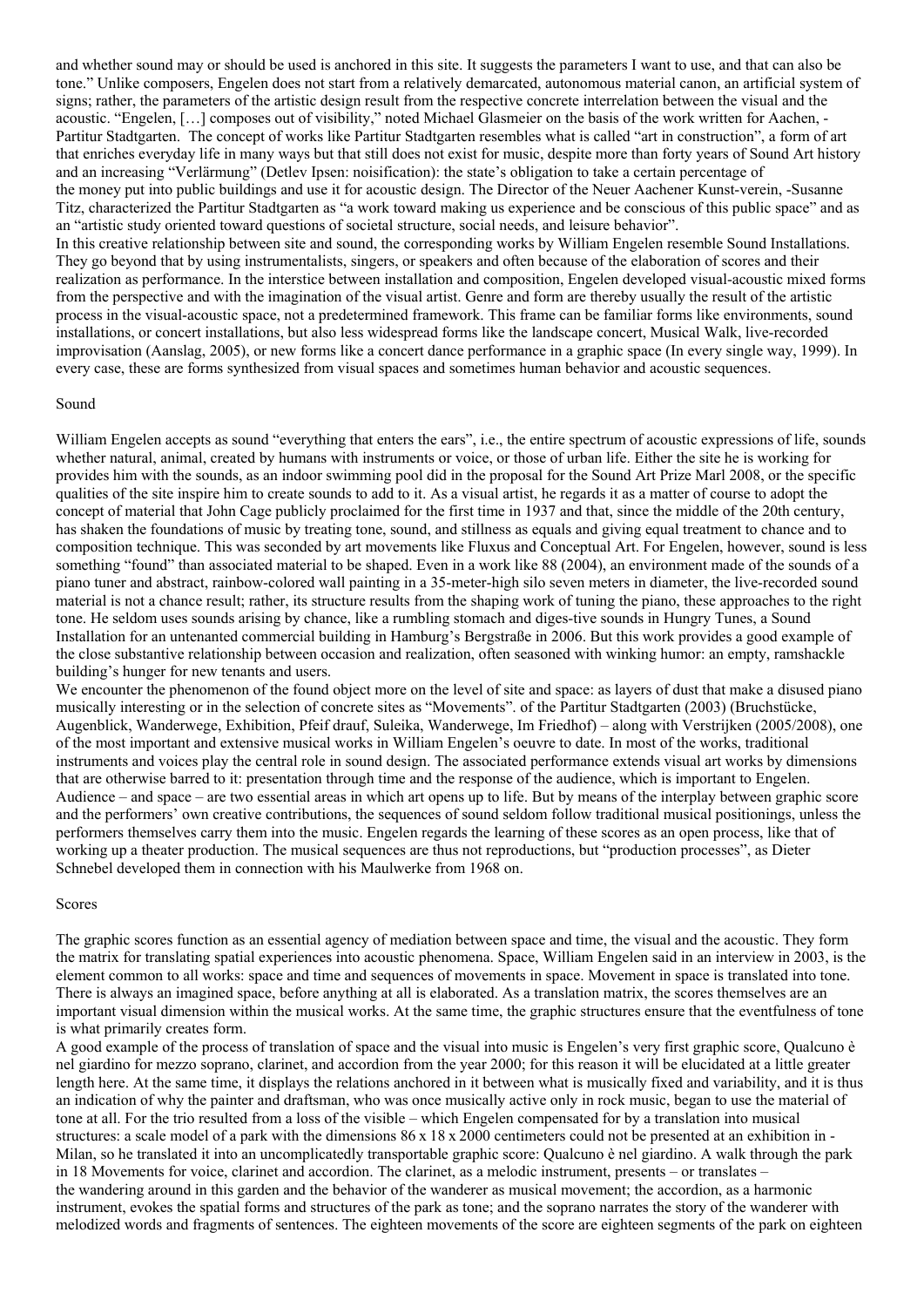and whether sound may or should be used is anchored in this site. It suggests the parameters I want to use, and that can also be tone." Unlike composers, Engelen does not start from a relatively demarcated, autonomous material canon, an artificial system of signs; rather, the parameters of the artistic design result from the respective concrete interrelation between the visual and the acoustic. "Engelen, […] composes out of visibility," noted Michael Glasmeier on the basis of the work written for Aachen, -Partitur Stadtgarten. The concept of works like Partitur Stadtgarten resembles what is called "art in construction", a form of art that enriches everyday life in many ways but that still does not exist for music, despite more than forty years of Sound Art history and an increasing "Verlärmung" (Detlev Ipsen: noisification): the state's obligation to take a certain percentage of the money put into public buildings and use it for acoustic design. The Director of the Neuer Aachener Kunst-verein, -Susanne Titz, characterized the Partitur Stadtgarten as "a work toward making us experience and be conscious of this public space" and as an "artistic study oriented toward questions of societal structure, social needs, and leisure behavior".

In this creative relationship between site and sound, the corresponding works by William Engelen resemble Sound Installations. They go beyond that by using instrumentalists, singers, or speakers and often because of the elaboration of scores and their realization as performance. In the interstice between installation and composition, Engelen developed visual-acoustic mixed forms from the perspective and with the imagination of the visual artist. Genre and form are thereby usually the result of the artistic process in the visual-acoustic space, not a predetermined framework. This frame can be familiar forms like environments, sound installations, or concert installations, but also less widespread forms like the landscape concert, Musical Walk, live-recorded improvisation (Aanslag, 2005), or new forms like a concert dance performance in a graphic space (In every single way, 1999). In every case, these are forms synthesized from visual spaces and sometimes human behavior and acoustic sequences.

## Sound

William Engelen accepts as sound "everything that enters the ears", i.e., the entire spectrum of acoustic expressions of life, sounds whether natural, animal, created by humans with instruments or voice, or those of urban life. Either the site he is working for provides him with the sounds, as an indoor swimming pool did in the proposal for the Sound Art Prize Marl 2008, or the specific qualities of the site inspire him to create sounds to add to it. As a visual artist, he regards it as a matter of course to adopt the concept of material that John Cage publicly proclaimed for the first time in 1937 and that, since the middle of the 20th century, has shaken the foundations of music by treating tone, sound, and stillness as equals and giving equal treatment to chance and to composition technique. This was seconded by art movements like Fluxus and Conceptual Art. For Engelen, however, sound is less something "found" than associated material to be shaped. Even in a work like 88 (2004), an environment made of the sounds of a piano tuner and abstract, rainbow-colored wall painting in a 35-meter-high silo seven meters in diameter, the live-recorded sound material is not a chance result; rather, its structure results from the shaping work of tuning the piano, these approaches to the right tone. He seldom uses sounds arising by chance, like a rumbling stomach and diges-tive sounds in Hungry Tunes, a Sound Installation for an untenanted commercial building in Hamburg's Bergstraße in 2006. But this work provides a good example of the close substantive relationship between occasion and realization, often seasoned with winking humor: an empty, ramshackle building's hunger for new tenants and users.

We encounter the phenomenon of the found object more on the level of site and space: as layers of dust that make a disused piano musically interesting or in the selection of concrete sites as "Movements". of the Partitur Stadtgarten (2003) (Bruchstücke, Augenblick, Wanderwege, Exhibition, Pfeif drauf, Suleika, Wanderwege, Im Friedhof) – along with Verstrijken (2005/2008), one of the most important and extensive musical works in William Engelen's oeuvre to date. In most of the works, traditional instruments and voices play the central role in sound design. The associated performance extends visual art works by dimensions that are otherwise barred to it: presentation through time and the response of the audience, which is important to Engelen. Audience – and space – are two essential areas in which art opens up to life. But by means of the interplay between graphic score and the performers' own creative contributions, the sequences of sound seldom follow traditional musical positionings, unless the performers themselves carry them into the music. Engelen regards the learning of these scores as an open process, like that of working up a theater production. The musical sequences are thus not reproductions, but "production processes", as Dieter Schnebel developed them in connection with his Maulwerke from 1968 on.

## Scores

The graphic scores function as an essential agency of mediation between space and time, the visual and the acoustic. They form the matrix for translating spatial experiences into acoustic phenomena. Space, William Engelen said in an interview in 2003, is the element common to all works: space and time and sequences of movements in space. Movement in space is translated into tone. There is always an imagined space, before anything at all is elaborated. As a translation matrix, the scores themselves are an important visual dimension within the musical works. At the same time, the graphic structures ensure that the eventfulness of tone is what primarily creates form.

A good example of the process of translation of space and the visual into music is Engelen's very first graphic score, Qualcuno è nel giardino for mezzo soprano, clarinet, and accordion from the year 2000; for this reason it will be elucidated at a little greater length here. At the same time, it displays the relations anchored in it between what is musically fixed and variability, and it is thus an indication of why the painter and draftsman, who was once musically active only in rock music, began to use the material of tone at all. For the trio resulted from a loss of the visible – which Engelen compensated for by a translation into musical structures: a scale model of a park with the dimensions 86 x 18 x 2000 centimeters could not be presented at an exhibition in -Milan, so he translated it into an uncomplicatedly transportable graphic score: Qualcuno è nel giardino. A walk through the park in 18 Movements for voice, clarinet and accordion. The clarinet, as a melodic instrument, presents – or translates – the wandering around in this garden and the behavior of the wanderer as musical movement; the accordion, as a harmonic instrument, evokes the spatial forms and structures of the park as tone; and the soprano narrates the story of the wanderer with melodized words and fragments of sentences. The eighteen movements of the score are eighteen segments of the park on eighteen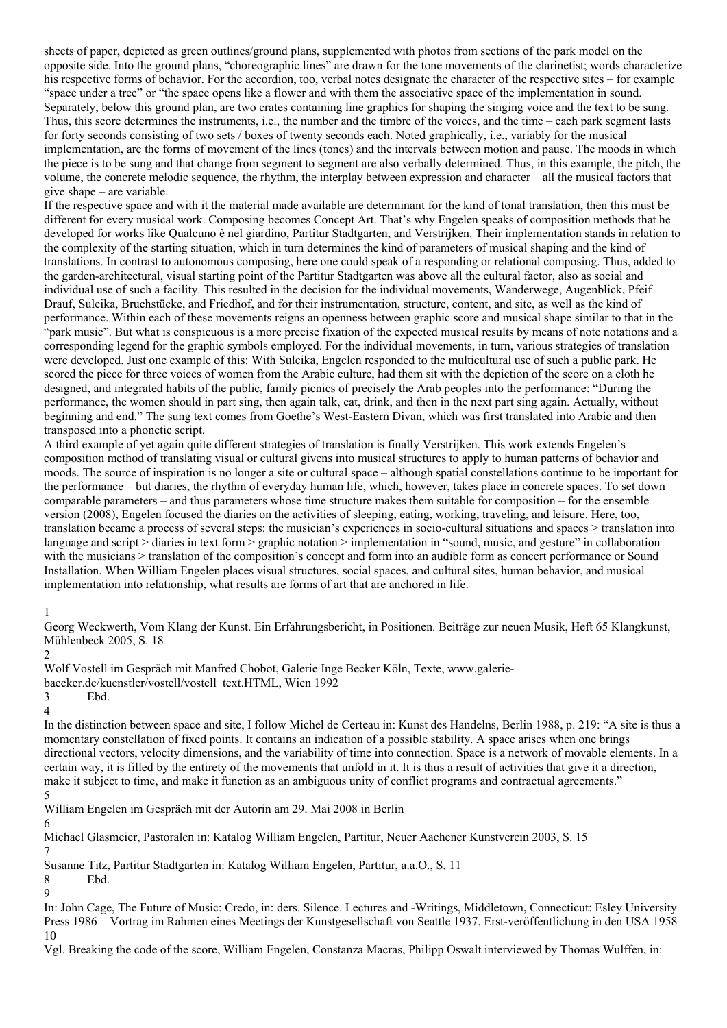sheets of paper, depicted as green outlines/ground plans, supplemented with photos from sections of the park model on the opposite side. Into the ground plans, "choreographic lines" are drawn for the tone movements of the clarinetist; words characterize his respective forms of behavior. For the accordion, too, verbal notes designate the character of the respective sites – for example "space under a tree" or "the space opens like a flower and with them the associative space of the implementation in sound. Separately, below this ground plan, are two crates containing line graphics for shaping the singing voice and the text to be sung. Thus, this score determines the instruments, i.e., the number and the timbre of the voices, and the time – each park segment lasts for forty seconds consisting of two sets / boxes of twenty seconds each. Noted graphically, i.e., variably for the musical implementation, are the forms of movement of the lines (tones) and the intervals between motion and pause. The moods in which the piece is to be sung and that change from segment to segment are also verbally determined. Thus, in this example, the pitch, the volume, the concrete melodic sequence, the rhythm, the interplay between expression and character – all the musical factors that give shape – are variable.

If the respective space and with it the material made available are determinant for the kind of tonal translation, then this must be different for every musical work. Composing becomes Concept Art. That's why Engelen speaks of composition methods that he developed for works like Qualcuno è nel giardino, Partitur Stadtgarten, and Verstrijken. Their implementation stands in relation to the complexity of the starting situation, which in turn determines the kind of parameters of musical shaping and the kind of translations. In contrast to autonomous composing, here one could speak of a responding or relational composing. Thus, added to the garden-architectural, visual starting point of the Partitur Stadtgarten was above all the cultural factor, also as social and individual use of such a facility. This resulted in the decision for the individual movements, Wanderwege, Augenblick, Pfeif Drauf, Suleika, Bruchstücke, and Friedhof, and for their instrumentation, structure, content, and site, as well as the kind of performance. Within each of these movements reigns an openness between graphic score and musical shape similar to that in the "park music". But what is conspicuous is a more precise fixation of the expected musical results by means of note notations and a corresponding legend for the graphic symbols employed. For the individual movements, in turn, various strategies of translation were developed. Just one example of this: With Suleika, Engelen responded to the multicultural use of such a public park. He scored the piece for three voices of women from the Arabic culture, had them sit with the depiction of the score on a cloth he designed, and integrated habits of the public, family picnics of precisely the Arab peoples into the performance: "During the performance, the women should in part sing, then again talk, eat, drink, and then in the next part sing again. Actually, without beginning and end." The sung text comes from Goethe's West-Eastern Divan, which was first translated into Arabic and then transposed into a phonetic script.

A third example of yet again quite different strategies of translation is finally Verstrijken. This work extends Engelen's composition method of translating visual or cultural givens into musical structures to apply to human patterns of behavior and moods. The source of inspiration is no longer a site or cultural space – although spatial constellations continue to be important for the performance – but diaries, the rhythm of everyday human life, which, however, takes place in concrete spaces. To set down comparable parameters – and thus parameters whose time structure makes them suitable for composition – for the ensemble version (2008), Engelen focused the diaries on the activities of sleeping, eating, working, traveling, and leisure. Here, too, translation became a process of several steps: the musician's experiences in socio-cultural situations and spaces > translation into language and script > diaries in text form > graphic notation > implementation in "sound, music, and gesture" in collaboration with the musicians > translation of the composition's concept and form into an audible form as concert performance or Sound Installation. When William Engelen places visual structures, social spaces, and cultural sites, human behavior, and musical implementation into relationship, what results are forms of art that are anchored in life.

1
Georg Weckwerth, Vom Klang der Kunst. Ein Erfahrungsbericht, in Positionen. Beiträge zur neuen Musik, Heft 65 Klangkunst, Mühlenbeck 2005, S. 18

2
Wolf Vostell im Gespräch mit Manfred Chobot, Galerie Inge Becker Köln, Texte, www.galerie-baecker.de/kuenstler/vostell/vostell_text.HTML, Wien 1992

3 Ebd.

4
In the distinction between space and site, I follow Michel de Certeau in: Kunst des Handelns, Berlin 1988, p. 219: "A site is thus a momentary constellation of fixed points. It contains an indication of a possible stability. A space arises when one brings directional vectors, velocity dimensions, and the variability of time into connection. Space is a network of movable elements. In a certain way, it is filled by the entirety of the movements that unfold in it. It is thus a result of activities that give it a direction, make it subject to time, and make it function as an ambiguous unity of conflict programs and contractual agreements."

5
William Engelen im Gespräch mit der Autorin am 29. Mai 2008 in Berlin

6
Michael Glasmeier, Pastoralen in: Katalog William Engelen, Partitur, Neuer Aachener Kunstverein 2003, S. 15

7
Susanne Titz, Partitur Stadtgarten in: Katalog William Engelen, Partitur, a.a.O., S. 11

8 Ebd.

9
In: John Cage, The Future of Music: Credo, in: ders. Silence. Lectures and -Writings, Middletown, Connecticut: Esley University Press 1986 = Vortrag im Rahmen eines Meetings der Kunstgesellschaft von Seattle 1937, Erst-veröffentlichung in den USA 1958

10
Vgl. Breaking the code of the score, William Engelen, Constanza Macras, Philipp Oswalt interviewed by Thomas Wulffen, in: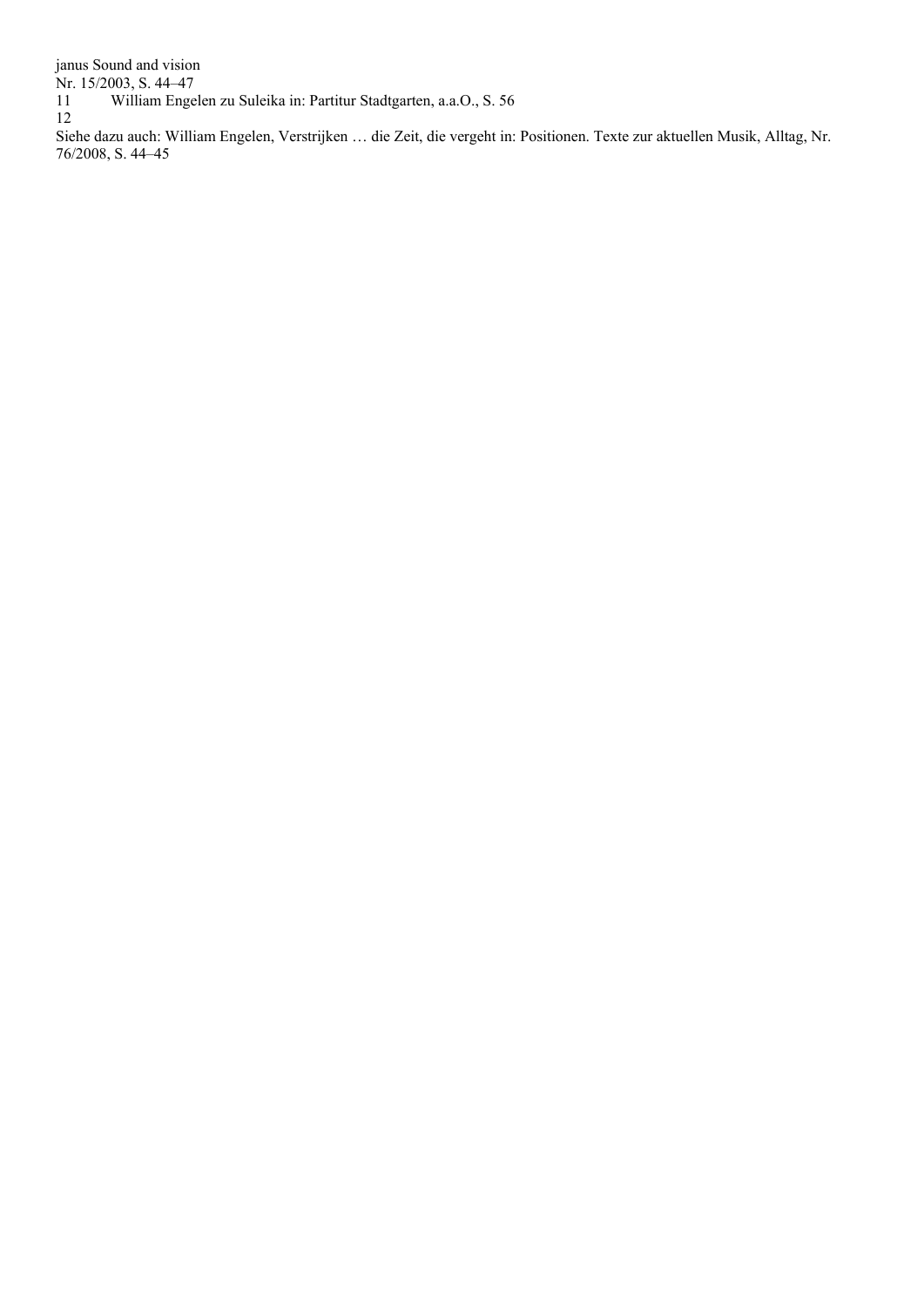janus Sound and vision
Nr. 15/2003, S. 44–47

11 William Engelen zu Suleika in: Partitur Stadtgarten, a.a.O., S. 56

12 Siehe dazu auch: William Engelen, Verstrijken … die Zeit, die vergeht in: Positionen. Texte zur aktuellen Musik, Alltag, Nr. 76/2008, S. 44–45